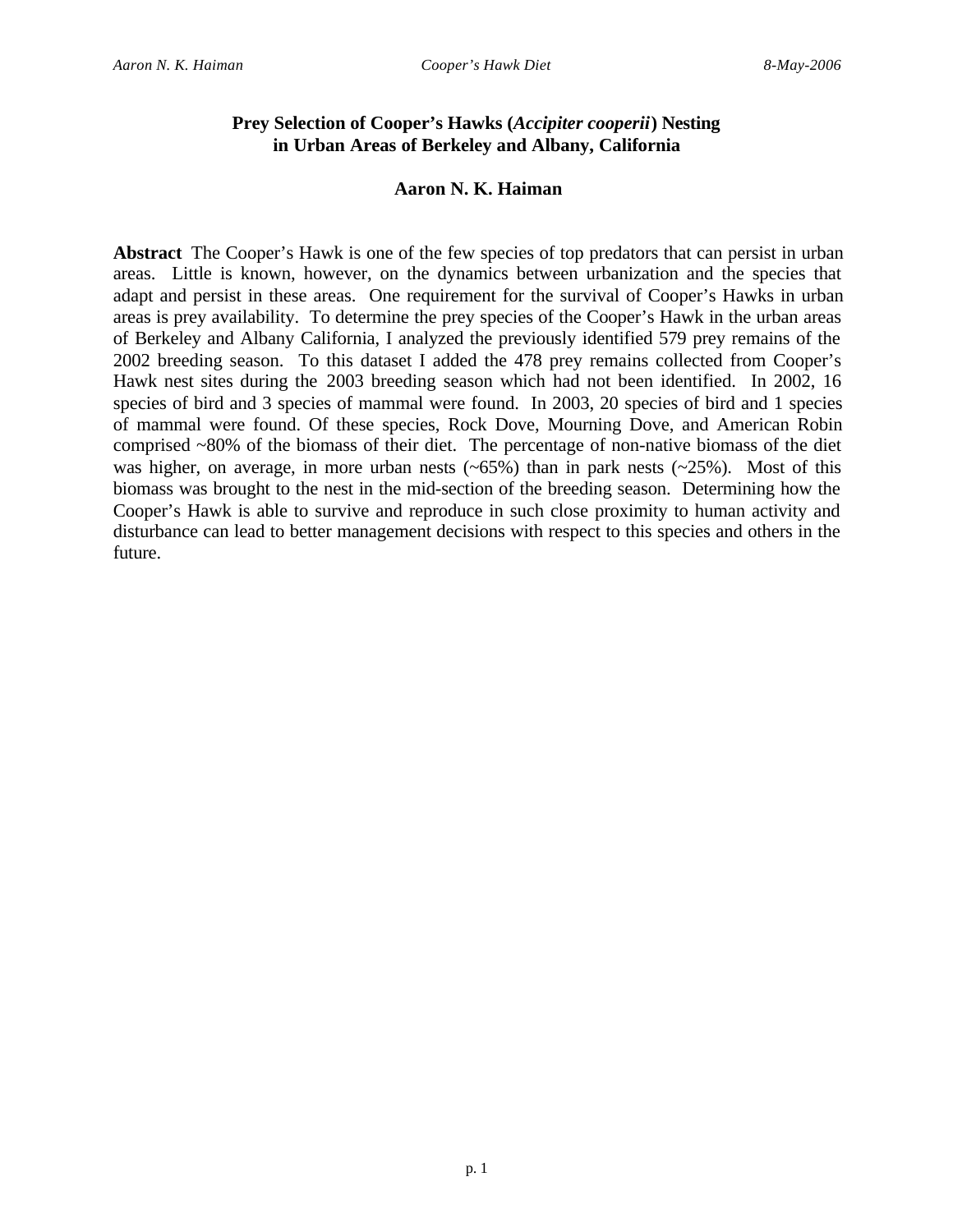# Prey Selection of Cooper's Hawks (*Accipiter cooperii*) Nesting in Urban Areas of Berkeley and Albany, California

**Aaron N. K. Haiman**

**Abstract** The Cooper's Hawk is one of the few species of top predators that can persist in urban areas. Little is known, however, on the dynamics between urbanization and the species that adapt and persist in these areas. One requirement for the survival of Cooper's Hawks in urban areas is prey availability. To determine the prey species of the Cooper's Hawk in the urban areas of Berkeley and Albany California, I analyzed the previously identified 579 prey remains of the 2002 breeding season. To this dataset I added the 478 prey remains collected from Cooper's Hawk nest sites during the 2003 breeding season which had not been identified. In 2002, 16 species of bird and 3 species of mammal were found. In 2003, 20 species of bird and 1 species of mammal were found. Of these species, Rock Dove, Mourning Dove, and American Robin comprised ~80% of the biomass of their diet. The percentage of non-native biomass of the diet was higher, on average, in more urban nests (~65%) than in park nests (~25%). Most of this biomass was brought to the nest in the mid-section of the breeding season. Determining how the Cooper's Hawk is able to survive and reproduce in such close proximity to human activity and disturbance can lead to better management decisions with respect to this species and others in the future.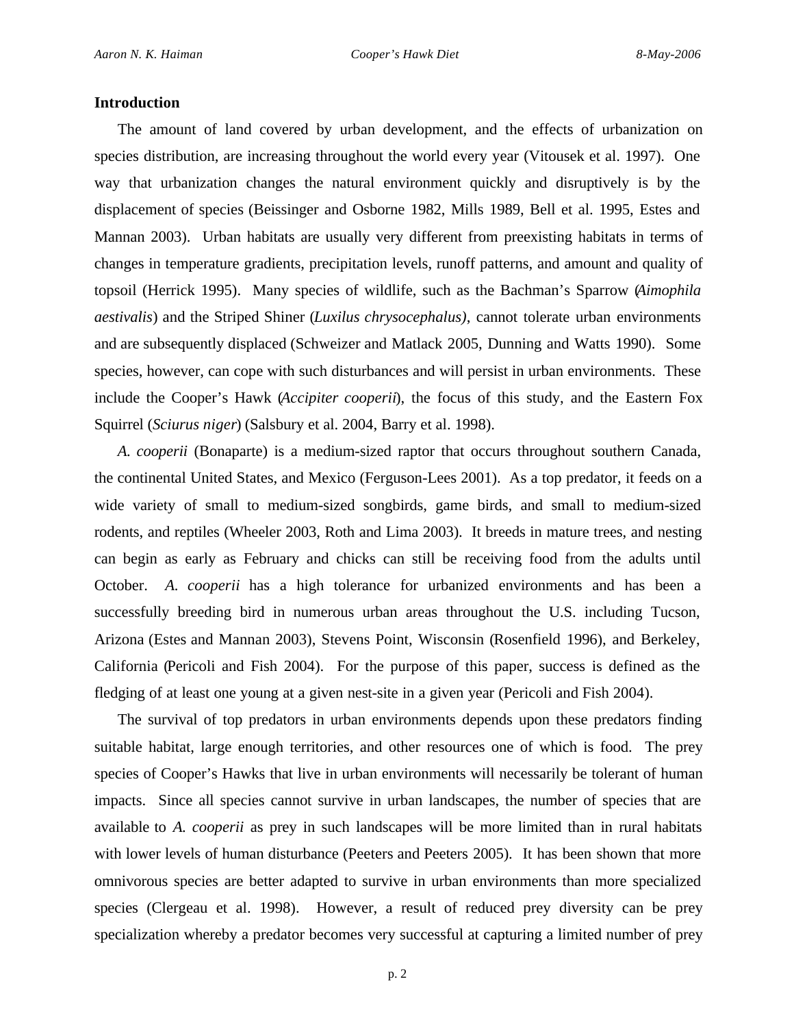## Introduction

The amount of land covered by urban development, and the effects of urbanization on species distribution, are increasing throughout the world every year (Vitousek et al. 1997). One way that urbanization changes the natural environment quickly and disruptively is by the displacement of species (Beissinger and Osborne 1982, Mills 1989, Bell et al. 1995, Estes and Mannan 2003). Urban habitats are usually very different from preexisting habitats in terms of changes in temperature gradients, precipitation levels, runoff patterns, and amount and quality of topsoil (Herrick 1995). Many species of wildlife, such as the Bachman's Sparrow (*Aimophila aestivalis*) and the Striped Shiner (*Luxilus chrysocephalus)*, cannot tolerate urban environments and are subsequently displaced (Schweizer and Matlack 2005, Dunning and Watts 1990). Some species, however, can cope with such disturbances and will persist in urban environments. These include the Cooper's Hawk (*Accipiter cooperii*), the focus of this study, and the Eastern Fox Squirrel (*Sciurus niger*) (Salsbury et al. 2004, Barry et al. 1998).

*A. cooperii* (Bonaparte) is a medium-sized raptor that occurs throughout southern Canada, the continental United States, and Mexico (Ferguson-Lees 2001). As a top predator, it feeds on a wide variety of small to medium-sized songbirds, game birds, and small to medium-sized rodents, and reptiles (Wheeler 2003, Roth and Lima 2003). It breeds in mature trees, and nesting can begin as early as February and chicks can still be receiving food from the adults until October. *A. cooperii* has a high tolerance for urbanized environments and has been a successfully breeding bird in numerous urban areas throughout the U.S. including Tucson, Arizona (Estes and Mannan 2003), Stevens Point, Wisconsin (Rosenfield 1996), and Berkeley, California (Pericoli and Fish 2004). For the purpose of this paper, success is defined as the fledging of at least one young at a given nest-site in a given year (Pericoli and Fish 2004).

The survival of top predators in urban environments depends upon these predators finding suitable habitat, large enough territories, and other resources one of which is food. The prey species of Cooper's Hawks that live in urban environments will necessarily be tolerant of human impacts. Since all species cannot survive in urban landscapes, the number of species that are available to *A. cooperii* as prey in such landscapes will be more limited than in rural habitats with lower levels of human disturbance (Peeters and Peeters 2005). It has been shown that more omnivorous species are better adapted to survive in urban environments than more specialized species (Clergeau et al. 1998). However, a result of reduced prey diversity can be prey specialization whereby a predator becomes very successful at capturing a limited number of prey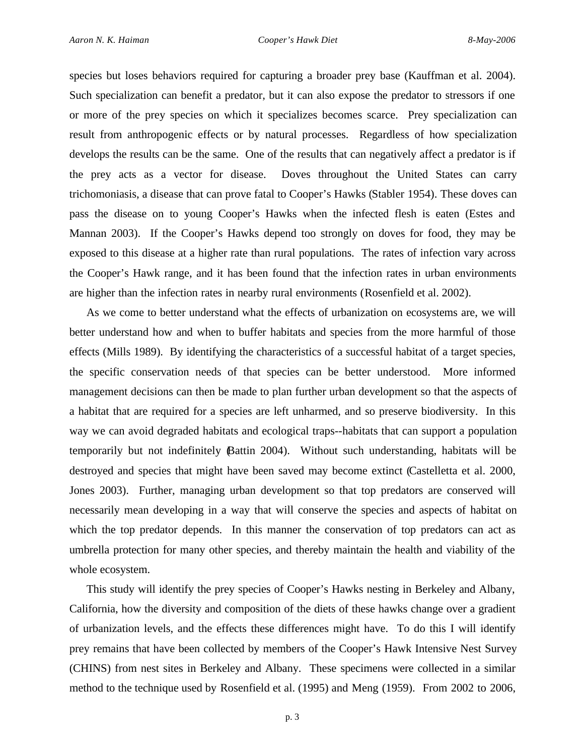species but loses behaviors required for capturing a broader prey base (Kauffman et al. 2004). Such specialization can benefit a predator, but it can also expose the predator to stressors if one or more of the prey species on which it specializes becomes scarce. Prey specialization can result from anthropogenic effects or by natural processes. Regardless of how specialization develops the results can be the same. One of the results that can negatively affect a predator is if the prey acts as a vector for disease. Doves throughout the United States can carry trichomoniasis, a disease that can prove fatal to Cooper's Hawks (Stabler 1954). These doves can pass the disease on to young Cooper's Hawks when the infected flesh is eaten (Estes and Mannan 2003). If the Cooper's Hawks depend too strongly on doves for food, they may be exposed to this disease at a higher rate than rural populations. The rates of infection vary across the Cooper's Hawk range, and it has been found that the infection rates in urban environments are higher than the infection rates in nearby rural environments (Rosenfield et al. 2002).

As we come to better understand what the effects of urbanization on ecosystems are, we will better understand how and when to buffer habitats and species from the more harmful of those effects (Mills 1989). By identifying the characteristics of a successful habitat of a target species, the specific conservation needs of that species can be better understood. More informed management decisions can then be made to plan further urban development so that the aspects of a habitat that are required for a species are left unharmed, and so preserve biodiversity. In this way we can avoid degraded habitats and ecological traps--habitats that can support a population temporarily but not indefinitely (Battin 2004). Without such understanding, habitats will be destroyed and species that might have been saved may become extinct (Castelletta et al. 2000, Jones 2003). Further, managing urban development so that top predators are conserved will necessarily mean developing in a way that will conserve the species and aspects of habitat on which the top predator depends. In this manner the conservation of top predators can act as umbrella protection for many other species, and thereby maintain the health and viability of the whole ecosystem.

This study will identify the prey species of Cooper's Hawks nesting in Berkeley and Albany, California, how the diversity and composition of the diets of these hawks change over a gradient of urbanization levels, and the effects these differences might have. To do this I will identify prey remains that have been collected by members of the Cooper's Hawk Intensive Nest Survey (CHINS) from nest sites in Berkeley and Albany. These specimens were collected in a similar method to the technique used by Rosenfield et al. (1995) and Meng (1959). From 2002 to 2006,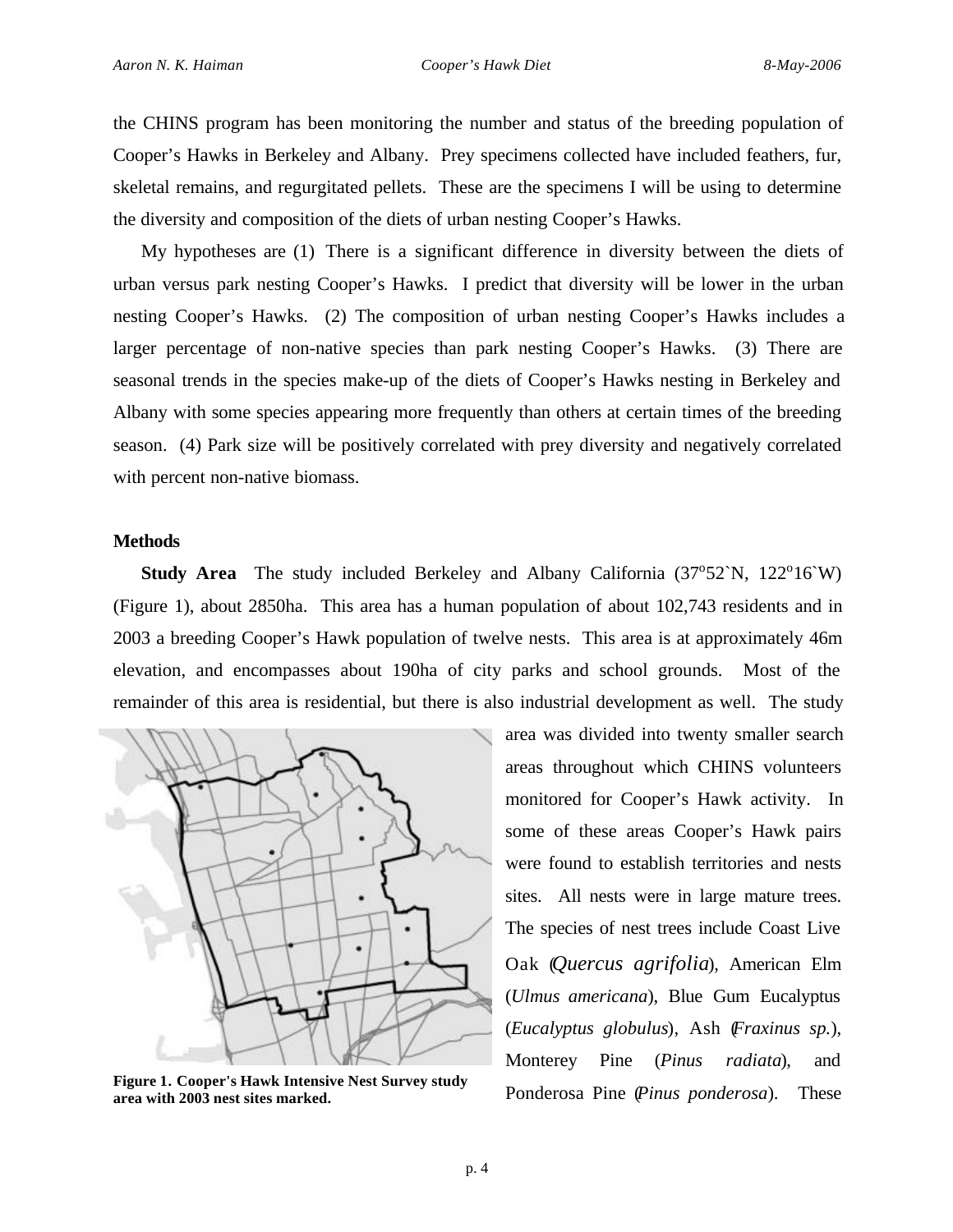the CHINS program has been monitoring the number and status of the breeding population of Cooper's Hawks in Berkeley and Albany. Prey specimens collected have included feathers, fur, skeletal remains, and regurgitated pellets. These are the specimens I will be using to determine the diversity and composition of the diets of urban nesting Cooper's Hawks.

My hypotheses are (1) There is a significant difference in diversity between the diets of urban versus park nesting Cooper's Hawks. I predict that diversity will be lower in the urban nesting Cooper's Hawks. (2) The composition of urban nesting Cooper's Hawks includes a larger percentage of non-native species than park nesting Cooper's Hawks. (3) There are seasonal trends in the species make-up of the diets of Cooper's Hawks nesting in Berkeley and Albany with some species appearing more frequently than others at certain times of the breeding season. (4) Park size will be positively correlated with prey diversity and negatively correlated with percent non-native biomass.

## Methods

**Study Area** The study included Berkeley and Albany California (37°52`N, 122°16`W) (Figure 1), about 2850ha. This area has a human population of about 102,743 residents and in 2003 a breeding Cooper's Hawk population of twelve nests. This area is at approximately 46m elevation, and encompasses about 190ha of city parks and school grounds. Most of the remainder of this area is residential, but there is also industrial development as well. The study area was divided into twenty smaller search areas throughout which CHINS volunteers monitored for Cooper's Hawk activity. In some of these areas Cooper's Hawk pairs were found to establish territories and nests sites. All nests were in large mature trees. The species of nest trees include Coast Live Oak (*Quercus agrifolia*), American Elm (*Ulmus americana*), Blue Gum Eucalyptus (*Eucalyptus globulus*), Ash (*Fraxinus sp.*), Monterey Pine (*Pinus radiata*), and Ponderosa Pine (*Pinus ponderosa*). These

**Figure 1. Cooper's Hawk Intensive Nest Survey study area with 2003 nest sites marked.**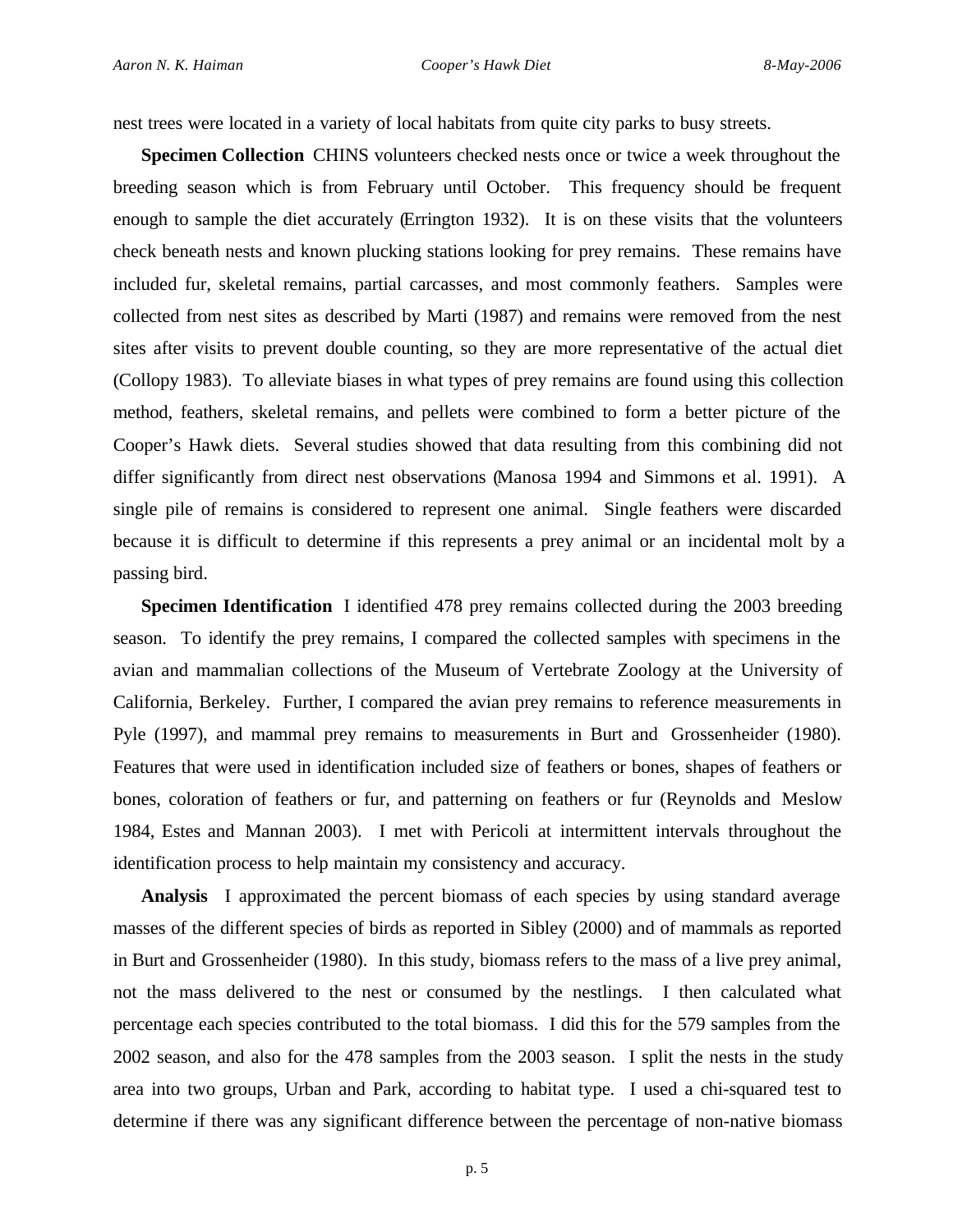nest trees were located in a variety of local habitats from quite city parks to busy streets.

**Specimen Collection** CHINS volunteers checked nests once or twice a week throughout the breeding season which is from February until October. This frequency should be frequent enough to sample the diet accurately (Errington 1932). It is on these visits that the volunteers check beneath nests and known plucking stations looking for prey remains. These remains have included fur, skeletal remains, partial carcasses, and most commonly feathers. Samples were collected from nest sites as described by Marti (1987) and remains were removed from the nest sites after visits to prevent double counting, so they are more representative of the actual diet (Collopy 1983). To alleviate biases in what types of prey remains are found using this collection method, feathers, skeletal remains, and pellets were combined to form a better picture of the Cooper's Hawk diets. Several studies showed that data resulting from this combining did not differ significantly from direct nest observations (Manosa 1994 and Simmons et al. 1991). A single pile of remains is considered to represent one animal. Single feathers were discarded because it is difficult to determine if this represents a prey animal or an incidental molt by a passing bird.

**Specimen Identification** I identified 478 prey remains collected during the 2003 breeding season. To identify the prey remains, I compared the collected samples with specimens in the avian and mammalian collections of the Museum of Vertebrate Zoology at the University of California, Berkeley. Further, I compared the avian prey remains to reference measurements in Pyle (1997), and mammal prey remains to measurements in Burt and Grossenheider (1980). Features that were used in identification included size of feathers or bones, shapes of feathers or bones, coloration of feathers or fur, and patterning on feathers or fur (Reynolds and Meslow 1984, Estes and Mannan 2003). I met with Pericoli at intermittent intervals throughout the identification process to help maintain my consistency and accuracy.

**Analysis** I approximated the percent biomass of each species by using standard average masses of the different species of birds as reported in Sibley (2000) and of mammals as reported in Burt and Grossenheider (1980). In this study, biomass refers to the mass of a live prey animal, not the mass delivered to the nest or consumed by the nestlings. I then calculated what percentage each species contributed to the total biomass. I did this for the 579 samples from the 2002 season, and also for the 478 samples from the 2003 season. I split the nests in the study area into two groups, Urban and Park, according to habitat type. I used a chi-squared test to determine if there was any significant difference between the percentage of non-native biomass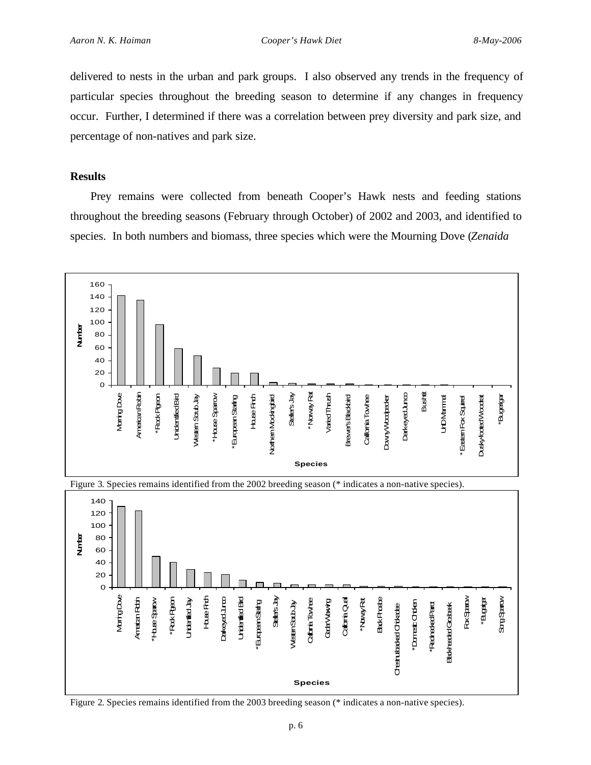delivered to nests in the urban and park groups. I also observed any trends in the frequency of particular species throughout the breeding season to determine if any changes in frequency occur. Further, I determined if there was a correlation between prey diversity and park size, and percentage of non-natives and park size.

## Results

Prey remains were collected from beneath Cooper's Hawk nests and feeding stations throughout the breeding seasons (February through October) of 2002 and 2003, and identified to species. In both numbers and biomass, three species which were the Mourning Dove (*Zenaida*

Figure 3. Species remains identified from the 2002 breeding season (* indicates a non-native species).

Figure 2. Species remains identified from the 2003 breeding season (* indicates a non-native species).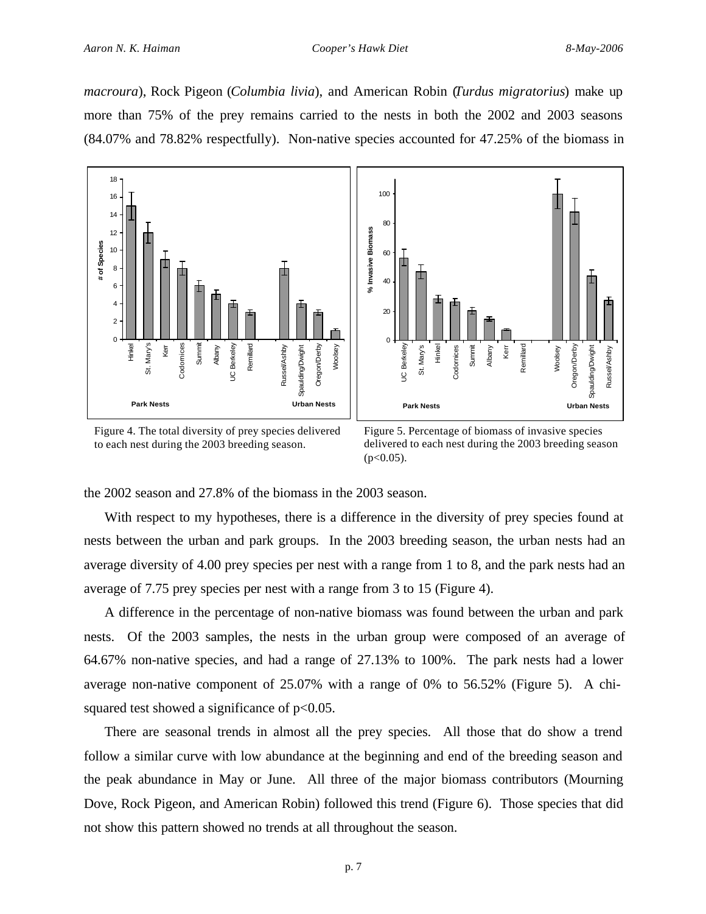*macroura*), Rock Pigeon (*Columbia livia*), and American Robin (*Turdus migratorius*) make up more than 75% of the prey remains carried to the nests in both the 2002 and 2003 seasons (84.07% and 78.82% respectfully). Non-native species accounted for 47.25% of the biomass in the 2002 season and 27.8% of the biomass in the 2003 season.

Figure 4. The total diversity of prey species delivered to each nest during the 2003 breeding season.

Figure 5. Percentage of biomass of invasive species delivered to each nest during the 2003 breeding season ($p<0.05$).

With respect to my hypotheses, there is a difference in the diversity of prey species found at nests between the urban and park groups. In the 2003 breeding season, the urban nests had an average diversity of 4.00 prey species per nest with a range from 1 to 8, and the park nests had an average of 7.75 prey species per nest with a range from 3 to 15 (Figure 4).

A difference in the percentage of non-native biomass was found between the urban and park nests. Of the 2003 samples, the nests in the urban group were composed of an average of 64.67% non-native species, and had a range of 27.13% to 100%. The park nests had a lower average non-native component of 25.07% with a range of 0% to 56.52% (Figure 5). A chi-squared test showed a significance of $p<0.05$.

There are seasonal trends in almost all the prey species. All those that do show a trend follow a similar curve with low abundance at the beginning and end of the breeding season and the peak abundance in May or June. All three of the major biomass contributors (Mourning Dove, Rock Pigeon, and American Robin) followed this trend (Figure 6). Those species that did not show this pattern showed no trends at all throughout the season.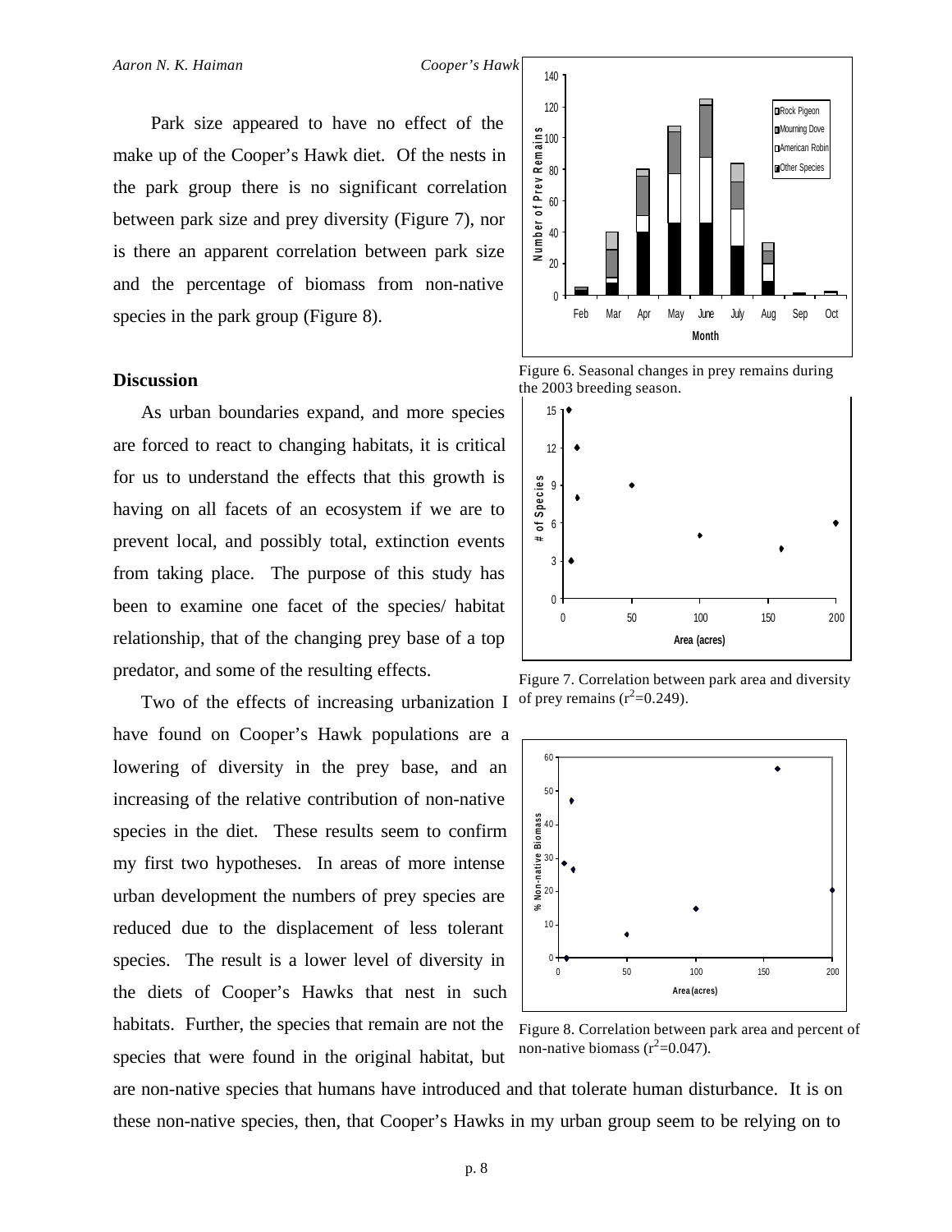Park size appeared to have no effect of the make up of the Cooper's Hawk diet. Of the nests in the park group there is no significant correlation between park size and prey diversity (Figure 7), nor is there an apparent correlation between park size and the percentage of biomass from non-native species in the park group (Figure 8).

Figure 6. Seasonal changes in prey remains during the 2003 breeding season.

Figure 7. Correlation between park area and diversity of prey remains ($r^2$=0.249).

Figure 8. Correlation between park area and percent of non-native biomass ($r^2$=0.047).

## Discussion

As urban boundaries expand, and more species are forced to react to changing habitats, it is critical for us to understand the effects that this growth is having on all facets of an ecosystem if we are to prevent local, and possibly total, extinction events from taking place. The purpose of this study has been to examine one facet of the species/ habitat relationship, that of the changing prey base of a top predator, and some of the resulting effects.

Two of the effects of increasing urbanization I have found on Cooper's Hawk populations are a lowering of diversity in the prey base, and an increasing of the relative contribution of non-native species in the diet. These results seem to confirm my first two hypotheses. In areas of more intense urban development the numbers of prey species are reduced due to the displacement of less tolerant species. The result is a lower level of diversity in the diets of Cooper's Hawks that nest in such habitats. Further, the species that remain are not the species that were found in the original habitat, but are non-native species that humans have introduced and that tolerate human disturbance. It is on these non-native species, then, that Cooper's Hawks in my urban group seem to be relying on to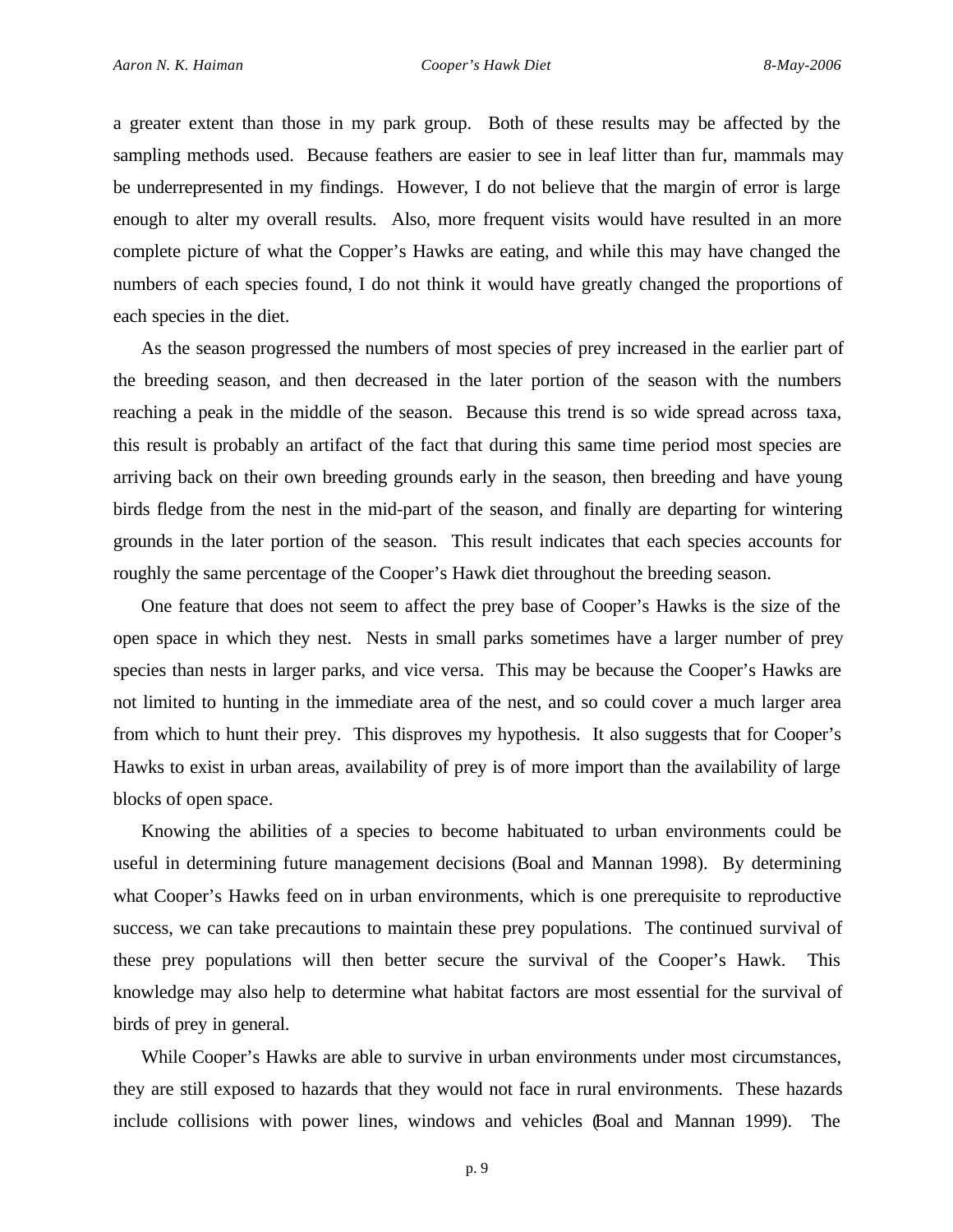a greater extent than those in my park group. Both of these results may be affected by the sampling methods used. Because feathers are easier to see in leaf litter than fur, mammals may be underrepresented in my findings. However, I do not believe that the margin of error is large enough to alter my overall results. Also, more frequent visits would have resulted in an more complete picture of what the Copper's Hawks are eating, and while this may have changed the numbers of each species found, I do not think it would have greatly changed the proportions of each species in the diet.

As the season progressed the numbers of most species of prey increased in the earlier part of the breeding season, and then decreased in the later portion of the season with the numbers reaching a peak in the middle of the season. Because this trend is so wide spread across taxa, this result is probably an artifact of the fact that during this same time period most species are arriving back on their own breeding grounds early in the season, then breeding and have young birds fledge from the nest in the mid-part of the season, and finally are departing for wintering grounds in the later portion of the season. This result indicates that each species accounts for roughly the same percentage of the Cooper's Hawk diet throughout the breeding season.

One feature that does not seem to affect the prey base of Cooper's Hawks is the size of the open space in which they nest. Nests in small parks sometimes have a larger number of prey species than nests in larger parks, and vice versa. This may be because the Cooper's Hawks are not limited to hunting in the immediate area of the nest, and so could cover a much larger area from which to hunt their prey. This disproves my hypothesis. It also suggests that for Cooper's Hawks to exist in urban areas, availability of prey is of more import than the availability of large blocks of open space.

Knowing the abilities of a species to become habituated to urban environments could be useful in determining future management decisions (Boal and Mannan 1998). By determining what Cooper's Hawks feed on in urban environments, which is one prerequisite to reproductive success, we can take precautions to maintain these prey populations. The continued survival of these prey populations will then better secure the survival of the Cooper's Hawk. This knowledge may also help to determine what habitat factors are most essential for the survival of birds of prey in general.

While Cooper's Hawks are able to survive in urban environments under most circumstances, they are still exposed to hazards that they would not face in rural environments. These hazards include collisions with power lines, windows and vehicles (Boal and Mannan 1999). The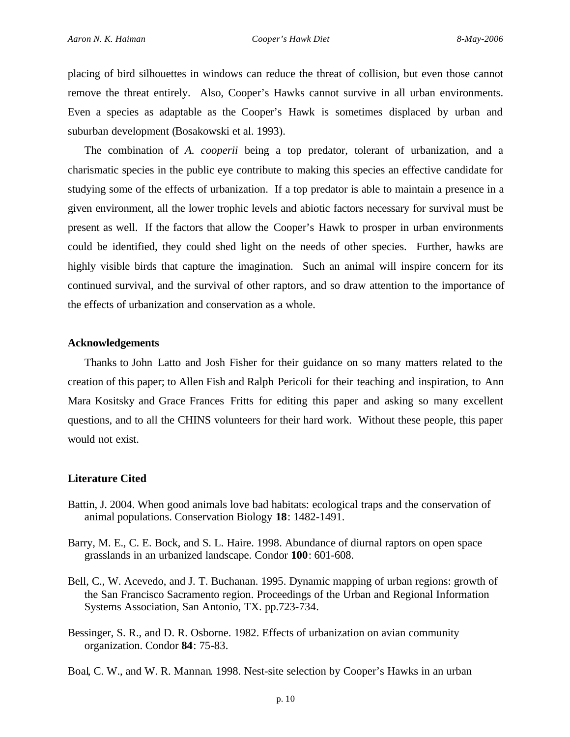placing of bird silhouettes in windows can reduce the threat of collision, but even those cannot remove the threat entirely. Also, Cooper's Hawks cannot survive in all urban environments. Even a species as adaptable as the Cooper's Hawk is sometimes displaced by urban and suburban development (Bosakowski et al. 1993).

The combination of *A. cooperii* being a top predator, tolerant of urbanization, and a charismatic species in the public eye contribute to making this species an effective candidate for studying some of the effects of urbanization. If a top predator is able to maintain a presence in a given environment, all the lower trophic levels and abiotic factors necessary for survival must be present as well. If the factors that allow the Cooper's Hawk to prosper in urban environments could be identified, they could shed light on the needs of other species. Further, hawks are highly visible birds that capture the imagination. Such an animal will inspire concern for its continued survival, and the survival of other raptors, and so draw attention to the importance of the effects of urbanization and conservation as a whole.

### Acknowledgements

Thanks to John Latto and Josh Fisher for their guidance on so many matters related to the creation of this paper; to Allen Fish and Ralph Pericoli for their teaching and inspiration, to Ann Mara Kositsky and Grace Frances Fritts for editing this paper and asking so many excellent questions, and to all the CHINS volunteers for their hard work. Without these people, this paper would not exist.

### Literature Cited

Battin, J. 2004. When good animals love bad habitats: ecological traps and the conservation of animal populations. Conservation Biology **18**: 1482-1491.

Barry, M. E., C. E. Bock, and S. L. Haire. 1998. Abundance of diurnal raptors on open space grasslands in an urbanized landscape. Condor **100**: 601-608.

Bell, C., W. Acevedo, and J. T. Buchanan. 1995. Dynamic mapping of urban regions: growth of the San Francisco Sacramento region. Proceedings of the Urban and Regional Information Systems Association, San Antonio, TX. pp.723-734.

Bessinger, S. R., and D. R. Osborne. 1982. Effects of urbanization on avian community organization. Condor **84**: 75-83.

Boal, C. W., and W. R. Mannan. 1998. Nest-site selection by Cooper's Hawks in an urban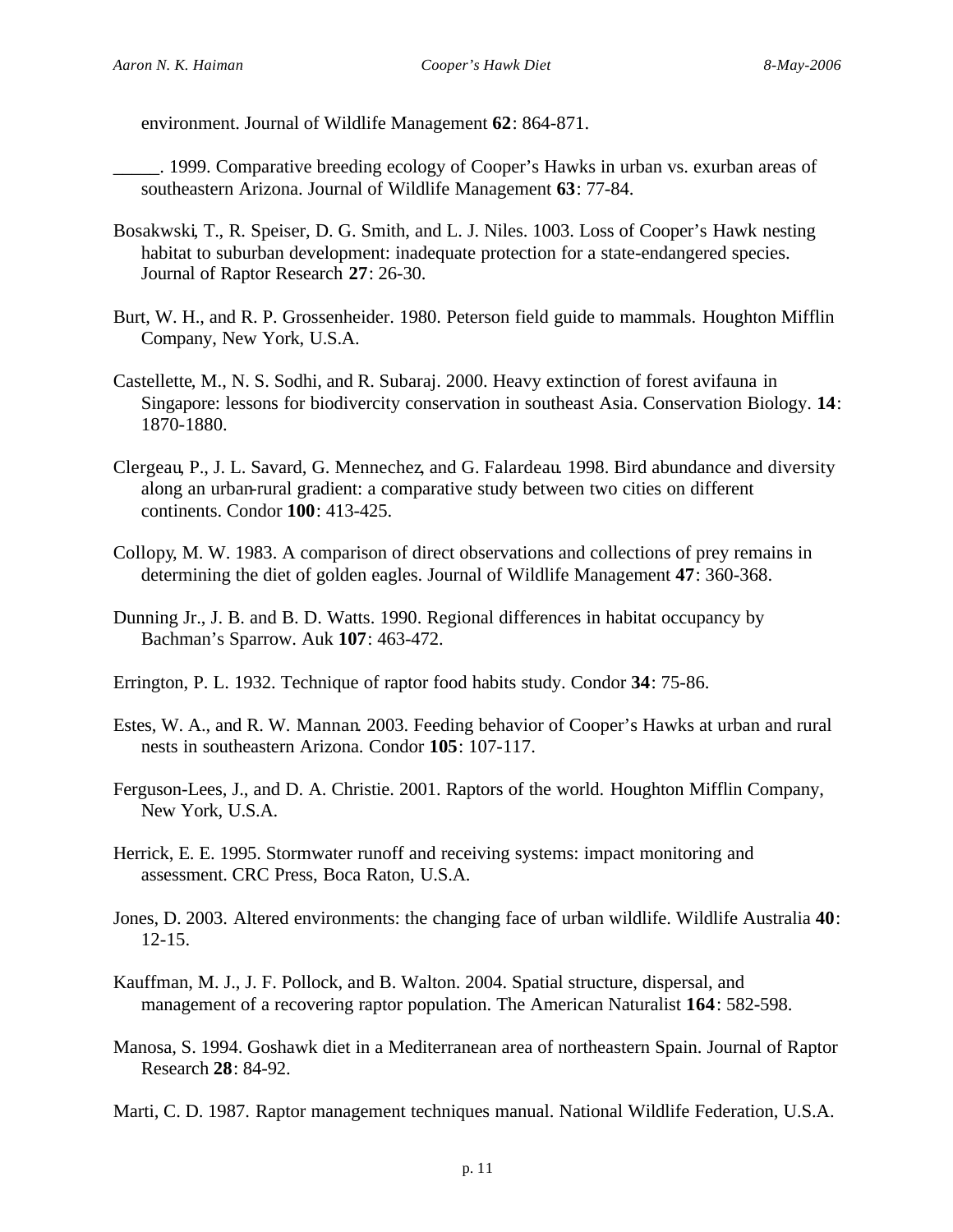environment. Journal of Wildlife Management **62**: 864-871.

_____. 1999. Comparative breeding ecology of Cooper's Hawks in urban vs. exurban areas of southeastern Arizona. Journal of Wildlife Management **63**: 77-84.

Bosakwski, T., R. Speiser, D. G. Smith, and L. J. Niles. 1003. Loss of Cooper's Hawk nesting habitat to suburban development: inadequate protection for a state-endangered species. Journal of Raptor Research **27**: 26-30.

Burt, W. H., and R. P. Grossenheider. 1980. Peterson field guide to mammals. Houghton Mifflin Company, New York, U.S.A.

Castellette, M., N. S. Sodhi, and R. Subaraj. 2000. Heavy extinction of forest avifauna in Singapore: lessons for biodivercity conservation in southeast Asia. Conservation Biology. **14**: 1870-1880.

Clergeau, P., J. L. Savard, G. Mennechez, and G. Falardeau. 1998. Bird abundance and diversity along an urban-rural gradient: a comparative study between two cities on different continents. Condor **100**: 413-425.

Collopy, M. W. 1983. A comparison of direct observations and collections of prey remains in determining the diet of golden eagles. Journal of Wildlife Management **47**: 360-368.

Dunning Jr., J. B. and B. D. Watts. 1990. Regional differences in habitat occupancy by Bachman's Sparrow. Auk **107**: 463-472.

Errington, P. L. 1932. Technique of raptor food habits study. Condor **34**: 75-86.

Estes, W. A., and R. W. Mannan. 2003. Feeding behavior of Cooper's Hawks at urban and rural nests in southeastern Arizona. Condor **105**: 107-117.

Ferguson-Lees, J., and D. A. Christie. 2001. Raptors of the world. Houghton Mifflin Company, New York, U.S.A.

Herrick, E. E. 1995. Stormwater runoff and receiving systems: impact monitoring and assessment. CRC Press, Boca Raton, U.S.A.

Jones, D. 2003. Altered environments: the changing face of urban wildlife. Wildlife Australia **40**: 12-15.

Kauffman, M. J., J. F. Pollock, and B. Walton. 2004. Spatial structure, dispersal, and management of a recovering raptor population. The American Naturalist **164**: 582-598.

Manosa, S. 1994. Goshawk diet in a Mediterranean area of northeastern Spain. Journal of Raptor Research **28**: 84-92.

Marti, C. D. 1987. Raptor management techniques manual. National Wildlife Federation, U.S.A.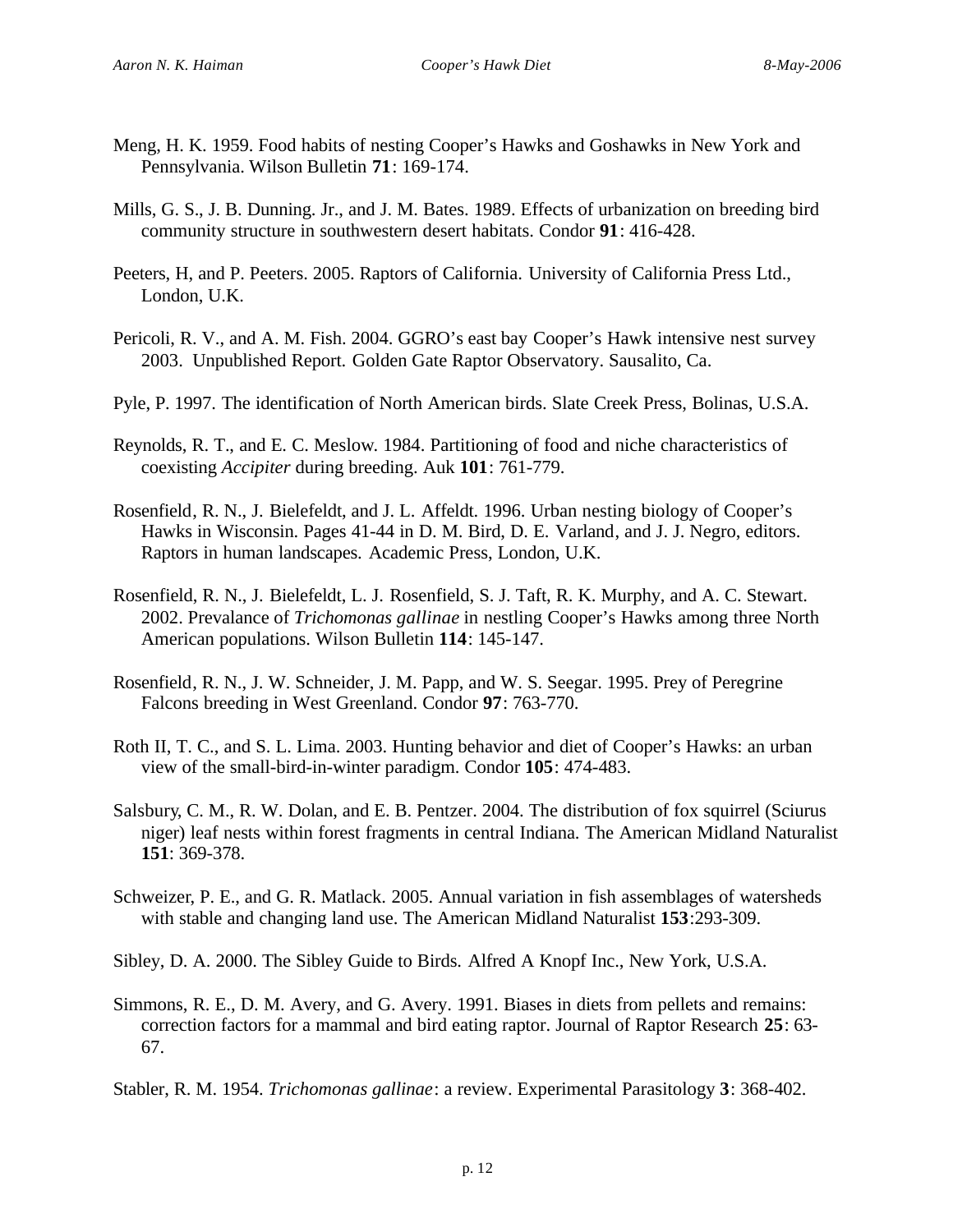Meng, H. K. 1959. Food habits of nesting Cooper's Hawks and Goshawks in New York and Pennsylvania. Wilson Bulletin **71**: 169-174.

Mills, G. S., J. B. Dunning. Jr., and J. M. Bates. 1989. Effects of urbanization on breeding bird community structure in southwestern desert habitats. Condor **91**: 416-428.

Peeters, H, and P. Peeters. 2005. Raptors of California. University of California Press Ltd., London, U.K.

Pericoli, R. V., and A. M. Fish. 2004. GGRO's east bay Cooper's Hawk intensive nest survey 2003. Unpublished Report. Golden Gate Raptor Observatory. Sausalito, Ca.

Pyle, P. 1997. The identification of North American birds. Slate Creek Press, Bolinas, U.S.A.

Reynolds, R. T., and E. C. Meslow. 1984. Partitioning of food and niche characteristics of coexisting *Accipiter* during breeding. Auk **101**: 761-779.

Rosenfield, R. N., J. Bielefeldt, and J. L. Affeldt. 1996. Urban nesting biology of Cooper's Hawks in Wisconsin. Pages 41-44 in D. M. Bird, D. E. Varland, and J. J. Negro, editors. Raptors in human landscapes. Academic Press, London, U.K.

Rosenfield, R. N., J. Bielefeldt, L. J. Rosenfield, S. J. Taft, R. K. Murphy, and A. C. Stewart. 2002. Prevalance of *Trichomonas gallinae* in nestling Cooper's Hawks among three North American populations. Wilson Bulletin **114**: 145-147.

Rosenfield, R. N., J. W. Schneider, J. M. Papp, and W. S. Seegar. 1995. Prey of Peregrine Falcons breeding in West Greenland. Condor **97**: 763-770.

Roth II, T. C., and S. L. Lima. 2003. Hunting behavior and diet of Cooper's Hawks: an urban view of the small-bird-in-winter paradigm. Condor **105**: 474-483.

Salsbury, C. M., R. W. Dolan, and E. B. Pentzer. 2004. The distribution of fox squirrel (Sciurus niger) leaf nests within forest fragments in central Indiana. The American Midland Naturalist **151**: 369-378.

Schweizer, P. E., and G. R. Matlack. 2005. Annual variation in fish assemblages of watersheds with stable and changing land use. The American Midland Naturalist **153**:293-309.

Sibley, D. A. 2000. The Sibley Guide to Birds. Alfred A Knopf Inc., New York, U.S.A.

Simmons, R. E., D. M. Avery, and G. Avery. 1991. Biases in diets from pellets and remains: correction factors for a mammal and bird eating raptor. Journal of Raptor Research **25**: 63-67.

Stabler, R. M. 1954. *Trichomonas gallinae*: a review. Experimental Parasitology **3**: 368-402.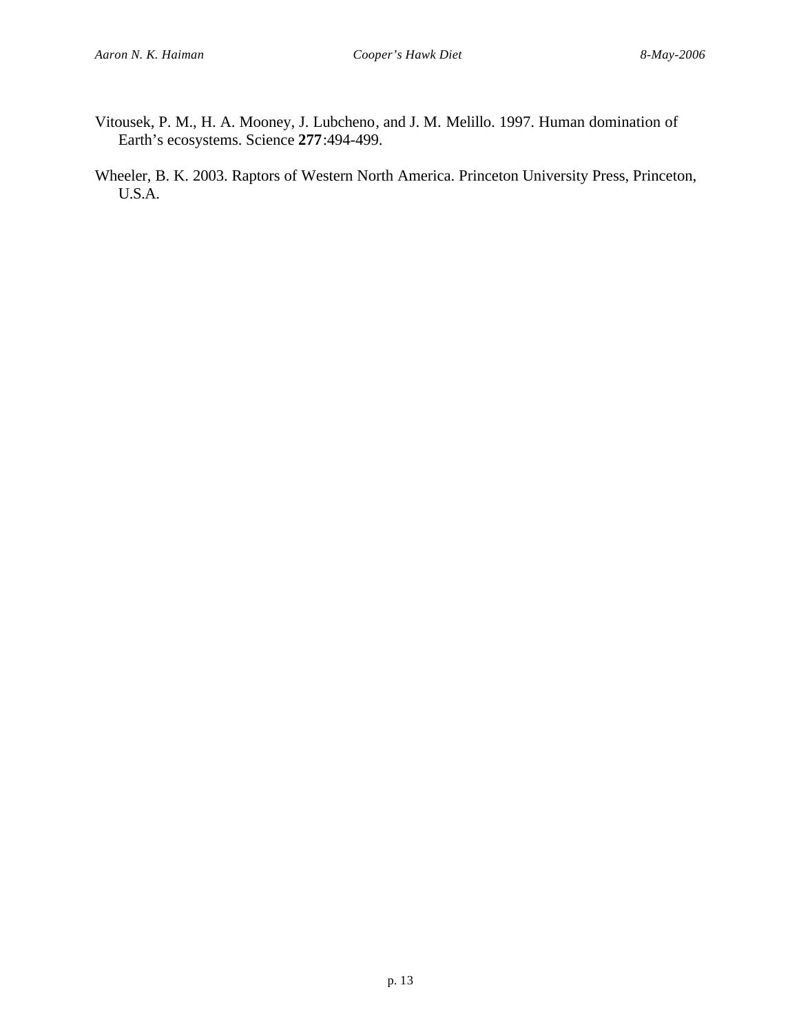Vitousek, P. M., H. A. Mooney, J. Lubcheno, and J. M. Melillo. 1997. Human domination of Earth's ecosystems. Science **277**:494-499.

Wheeler, B. K. 2003. Raptors of Western North America. Princeton University Press, Princeton, U.S.A.